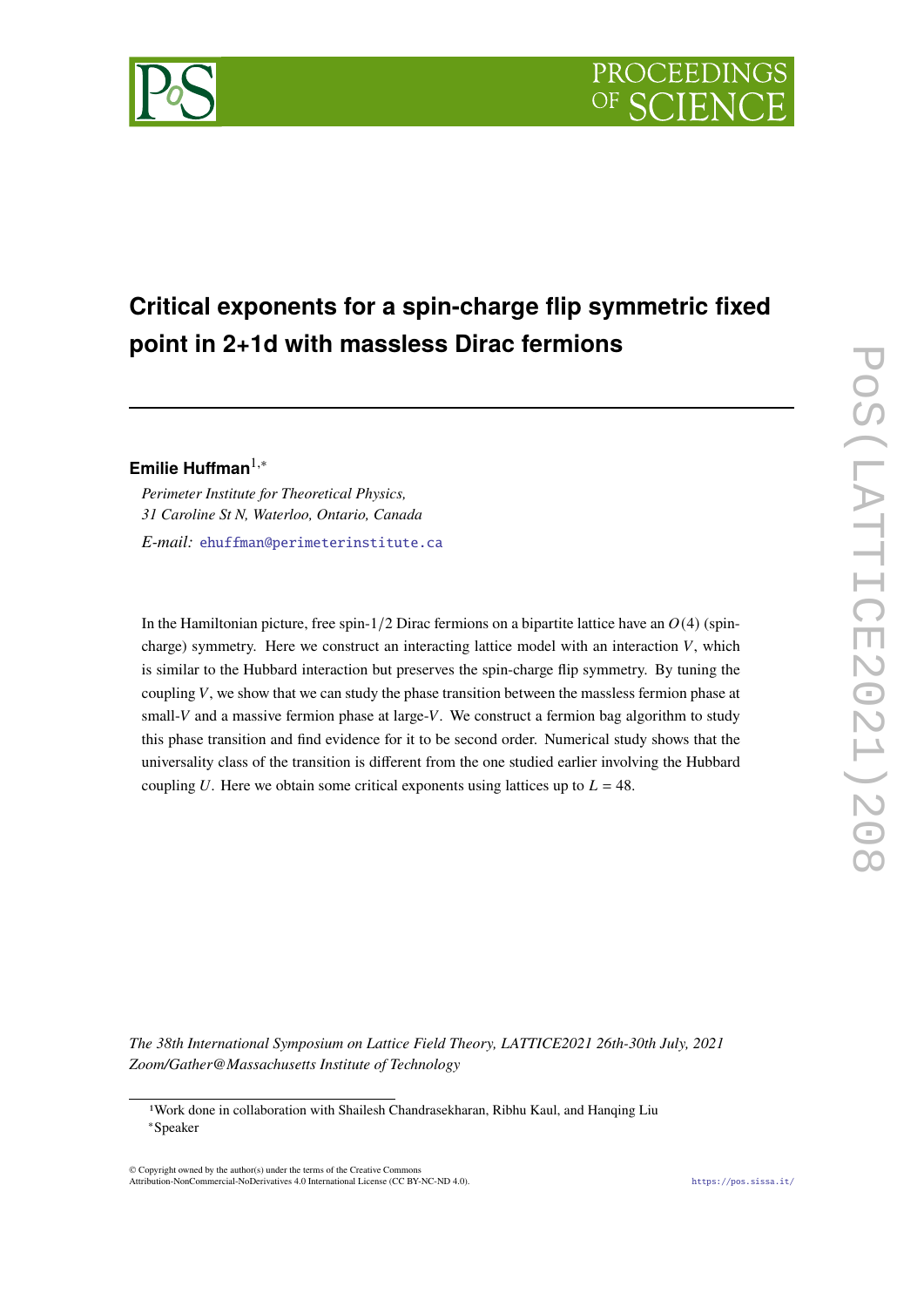# Critical exponents for a spin-charge flip symmetric fixed point in 2+1d with massless Dirac fermions

**Emilie Huffman**[1,*]

*Perimeter Institute for Theoretical Physics,*
*31 Caroline St N, Waterloo, Ontario, Canada*

*E-mail:* ehuffman@perimeterinstitute.ca

In the Hamiltonian picture, free spin-$1/2$ Dirac fermions on a bipartite lattice have an $O(4)$ (spin-charge) symmetry. Here we construct an interacting lattice model with an interaction $V$, which is similar to the Hubbard interaction but preserves the spin-charge flip symmetry. By tuning the coupling $V$, we show that we can study the phase transition between the massless fermion phase at small-$V$ and a massive fermion phase at large-$V$. We construct a fermion bag algorithm to study this phase transition and find evidence for it to be second order. Numerical study shows that the universality class of the transition is different from the one studied earlier involving the Hubbard coupling $U$. Here we obtain some critical exponents using lattices up to $L = 48$.

*The 38th International Symposium on Lattice Field Theory, LATTICE2021 26th-30th July, 2021*
*Zoom/Gather@Massachusetts Institute of Technology*

[1]Work done in collaboration with Shailesh Chandrasekharan, Ribhu Kaul, and Hanqing Liu
[*]Speaker

© Copyright owned by the author(s) under the terms of the Creative Commons Attribution-NonCommercial-NoDerivatives 4.0 International License (CC BY-NC-ND 4.0).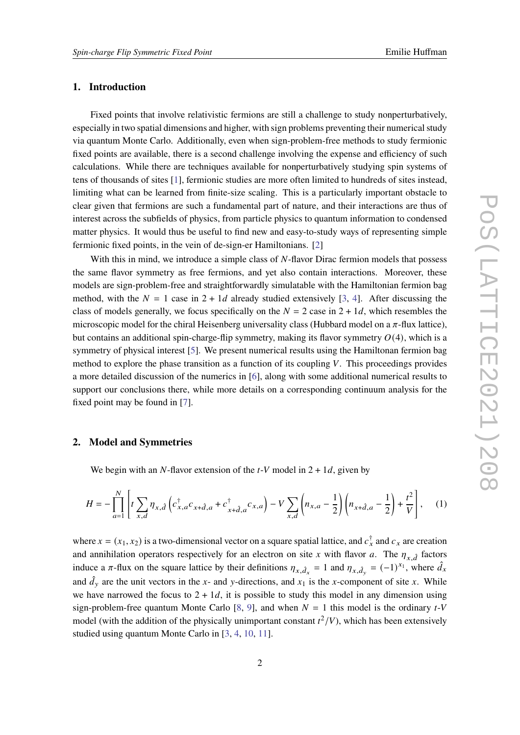## 1. Introduction

Fixed points that involve relativistic fermions are still a challenge to study nonperturbatively, especially in two spatial dimensions and higher, with sign problems preventing their numerical study via quantum Monte Carlo. Additionally, even when sign-problem-free methods to study fermionic fixed points are available, there is a second challenge involving the expense and efficiency of such calculations. While there are techniques available for nonperturbatively studying spin systems of tens of thousands of sites [1], fermionic studies are more often limited to hundreds of sites instead, limiting what can be learned from finite-size scaling. This is a particularly important obstacle to clear given that fermions are such a fundamental part of nature, and their interactions are thus of interest across the subfields of physics, from particle physics to quantum information to condensed matter physics. It would thus be useful to find new and easy-to-study ways of representing simple fermionic fixed points, in the vein of de-sign-er Hamiltonians. [2]

With this in mind, we introduce a simple class of $N$-flavor Dirac fermion models that possess the same flavor symmetry as free fermions, and yet also contain interactions. Moreover, these models are sign-problem-free and straightforwardly simulatable with the Hamiltonian fermion bag method, with the $N = 1$ case in $2 + 1d$ already studied extensively [3, 4]. After discussing the class of models generally, we focus specifically on the $N = 2$ case in $2 + 1d$, which resembles the microscopic model for the chiral Heisenberg universality class (Hubbard model on a $\pi$-flux lattice), but contains an additional spin-charge-flip symmetry, making its flavor symmetry $O(4)$, which is a symmetry of physical interest [5]. We present numerical results using the Hamiltonan fermion bag method to explore the phase transition as a function of its coupling $V$. This proceedings provides a more detailed discussion of the numerics in [6], along with some additional numerical results to support our conclusions there, while more details on a corresponding continuum analysis for the fixed point may be found in [7].

## 2. Model and Symmetries

We begin with an $N$-flavor extension of the $t$-$V$ model in $2 + 1d$, given by

$$H = -\prod_{a=1}^{N}\left[t\sum_{x,d}\eta_{x,\hat{d}}\left(c^{\dagger}_{x,a}c_{x+\hat{d},a} + c^{\dagger}_{x+\hat{d},a}c_{x,a}\right) - V\sum_{x,d}\left(n_{x,a} - \frac{1}{2}\right)\left(n_{x+\hat{d},a} - \frac{1}{2}\right) + \frac{t^2}{V}\right], \quad (1)$$

where $x = (x_1, x_2)$ is a two-dimensional vector on a square spatial lattice, and $c^{\dagger}_x$ and $c_x$ are creation and annihilation operators respectively for an electron on site $x$ with flavor $a$. The $\eta_{x,\hat{d}}$ factors induce a $\pi$-flux on the square lattice by their definitions $\eta_{x,\hat{d}_x} = 1$ and $\eta_{x,\hat{d}_y} = (-1)^{x_1}$, where $\hat{d}_x$ and $\hat{d}_y$ are the unit vectors in the $x$- and $y$-directions, and $x_1$ is the $x$-component of site $x$. While we have narrowed the focus to $2 + 1d$, it is possible to study this model in any dimension using sign-problem-free quantum Monte Carlo [8, 9], and when $N = 1$ this model is the ordinary $t$-$V$ model (with the addition of the physically unimportant constant $t^2/V$), which has been extensively studied using quantum Monte Carlo in [3, 4, 10, 11].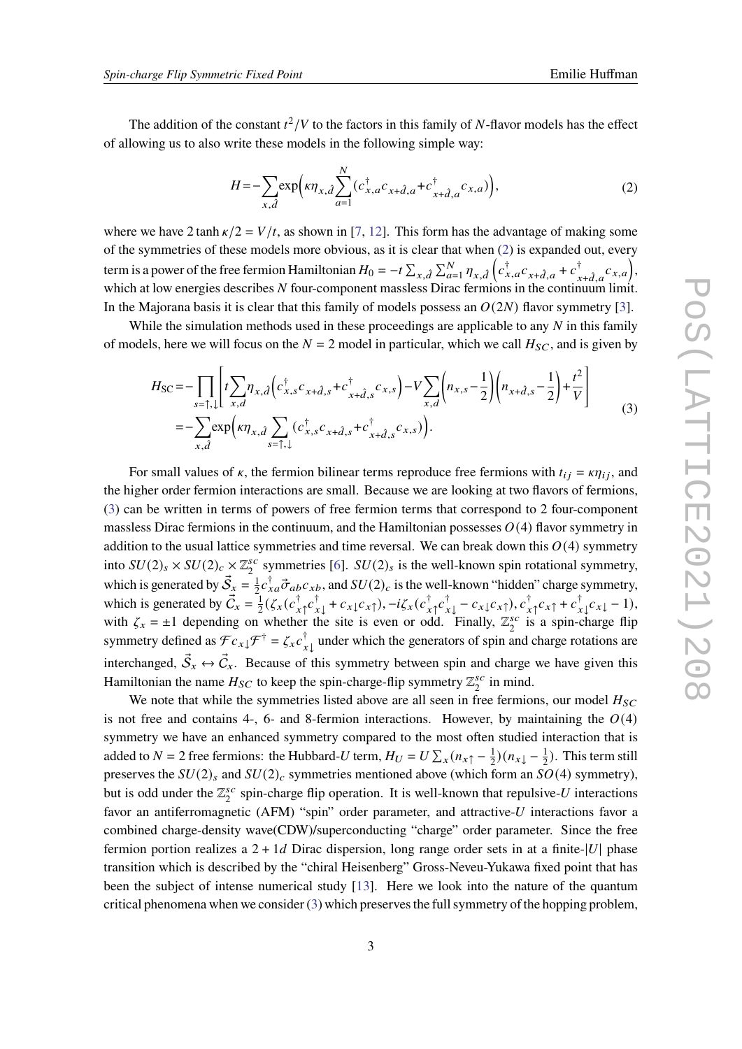The addition of the constant $t^2/V$ to the factors in this family of $N$-flavor models has the effect of allowing us to also write these models in the following simple way:

$$H = -\sum_{x,\hat{d}} \exp\Big(\kappa \eta_{x,\hat{d}} \sum_{a=1}^{N} (c^{\dagger}_{x,a} c_{x+\hat{d},a} + c^{\dagger}_{x+\hat{d},a} c_{x,a})\Big), \tag{2}$$

where we have $2\tanh \kappa/2 = V/t$, as shown in [7, 12]. This form has the advantage of making some of the symmetries of these models more obvious, as it is clear that when (2) is expanded out, every term is a power of the free fermion Hamiltonian $H_0 = -t\sum_{x,\hat{d}}\sum_{a=1}^{N} \eta_{x,\hat{d}} \left(c^{\dagger}_{x,a}c_{x+\hat{d},a} + c^{\dagger}_{x+\hat{d},a}c_{x,a}\right)$, which at low energies describes $N$ four-component massless Dirac fermions in the continuum limit. In the Majorana basis it is clear that this family of models possess an $O(2N)$ flavor symmetry [3].

While the simulation methods used in these proceedings are applicable to any $N$ in this family of models, here we will focus on the $N = 2$ model in particular, which we call $H_{SC}$, and is given by

$$\begin{aligned} H_{\text{SC}} &= -\prod_{s=\uparrow,\downarrow}\left[t\sum_{x,d}\eta_{x,\hat{d}}\left(c^{\dagger}_{x,s}c_{x+\hat{d},s} + c^{\dagger}_{x+\hat{d},s}c_{x,s}\right) - V\sum_{x,d}\left(n_{x,s}-\frac{1}{2}\right)\left(n_{x+\hat{d},s}-\frac{1}{2}\right) + \frac{t^2}{V}\right] \\ &= -\sum_{x,\hat{d}} \exp\Big(\kappa\eta_{x,\hat{d}}\sum_{s=\uparrow,\downarrow}(c^{\dagger}_{x,s}c_{x+\hat{d},s} + c^{\dagger}_{x+\hat{d},s}c_{x,s})\Big). \end{aligned} \tag{3}$$

For small values of $\kappa$, the fermion bilinear terms reproduce free fermions with $t_{ij} = \kappa\eta_{ij}$, and the higher order fermion interactions are small. Because we are looking at two flavors of fermions, (3) can be written in terms of powers of free fermion terms that correspond to 2 four-component massless Dirac fermions in the continuum, and the Hamiltonian possesses $O(4)$ flavor symmetry in addition to the usual lattice symmetries and time reversal. We can break down this $O(4)$ symmetry into $SU(2)_s \times SU(2)_c \times \mathbb{Z}_2^{sc}$ symmetries [6]. $SU(2)_s$ is the well-known spin rotational symmetry, which is generated by $\vec{\mathcal{S}}_x = \frac{1}{2}c^{\dagger}_{xa}\vec{\sigma}_{ab}c_{xb}$, and $SU(2)_c$ is the well-known "hidden" charge symmetry, which is generated by $\vec{\mathcal{C}}_x = \frac{1}{2}(\zeta_x(c^{\dagger}_{x\uparrow}c^{\dagger}_{x\downarrow} + c_{x\downarrow}c_{x\uparrow}), -i\zeta_x(c^{\dagger}_{x\uparrow}c^{\dagger}_{x\downarrow} - c_{x\downarrow}c_{x\uparrow}), c^{\dagger}_{x\uparrow}c_{x\uparrow} + c^{\dagger}_{x\downarrow}c_{x\downarrow} - 1)$, with $\zeta_x = \pm 1$ depending on whether the site is even or odd. Finally, $\mathbb{Z}_2^{sc}$ is a spin-charge flip symmetry defined as $\mathcal{F}c_{x\downarrow}\mathcal{F}^{\dagger} = \zeta_x c^{\dagger}_{x\downarrow}$ under which the generators of spin and charge rotations are interchanged, $\vec{\mathcal{S}}_x \leftrightarrow \vec{\mathcal{C}}_x$. Because of this symmetry between spin and charge we have given this Hamiltonian the name $H_{SC}$ to keep the spin-charge-flip symmetry $\mathbb{Z}_2^{sc}$ in mind.

We note that while the symmetries listed above are all seen in free fermions, our model $H_{SC}$ is not free and contains 4-, 6- and 8-fermion interactions. However, by maintaining the $O(4)$ symmetry we have an enhanced symmetry compared to the most often studied interaction that is added to $N = 2$ free fermions: the Hubbard-$U$ term, $H_U = U\sum_x (n_{x\uparrow} - \frac{1}{2})(n_{x\downarrow} - \frac{1}{2})$. This term still preserves the $SU(2)_s$ and $SU(2)_c$ symmetries mentioned above (which form an $SO(4)$ symmetry), but is odd under the $\mathbb{Z}_2^{sc}$ spin-charge flip operation. It is well-known that repulsive-$U$ interactions favor an antiferromagnetic (AFM) "spin" order parameter, and attractive-$U$ interactions favor a combined charge-density wave(CDW)/superconducting "charge" order parameter. Since the free fermion portion realizes a $2+1d$ Dirac dispersion, long range order sets in at a finite-$|U|$ phase transition which is described by the "chiral Heisenberg" Gross-Neveu-Yukawa fixed point that has been the subject of intense numerical study [13]. Here we look into the nature of the quantum critical phenomena when we consider (3) which preserves the full symmetry of the hopping problem,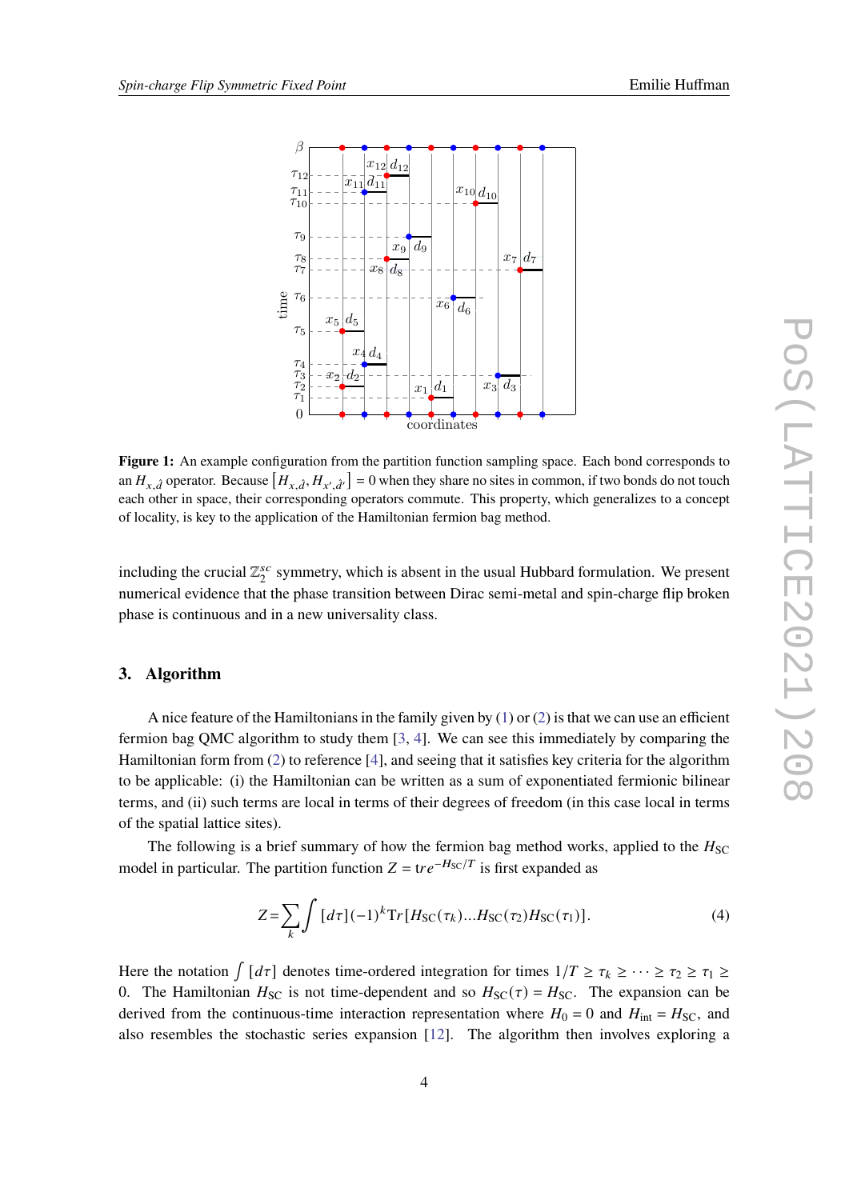**Figure 1:** An example configuration from the partition function sampling space. Each bond corresponds to an $H_{x,\hat{d}}$ operator. Because $[H_{x,\hat{d}}, H_{x',\hat{d}'}] = 0$ when they share no sites in common, if two bonds do not touch each other in space, their corresponding operators commute. This property, which generalizes to a concept of locality, is key to the application of the Hamiltonian fermion bag method.

including the crucial $\mathbb{Z}_2^{sc}$ symmetry, which is absent in the usual Hubbard formulation. We present numerical evidence that the phase transition between Dirac semi-metal and spin-charge flip broken phase is continuous and in a new universality class.

## 3. Algorithm

A nice feature of the Hamiltonians in the family given by (1) or (2) is that we can use an efficient fermion bag QMC algorithm to study them [3, 4]. We can see this immediately by comparing the Hamiltonian form from (2) to reference [4], and seeing that it satisfies key criteria for the algorithm to be applicable: (i) the Hamiltonian can be written as a sum of exponentiated fermionic bilinear terms, and (ii) such terms are local in terms of their degrees of freedom (in this case local in terms of the spatial lattice sites).

The following is a brief summary of how the fermion bag method works, applied to the $H_{\mathrm{SC}}$ model in particular. The partition function $Z = \mathrm{tr} e^{-H_{\mathrm{SC}}/T}$ is first expanded as

$$Z = \sum_k \int [d\tau] (-1)^k \mathrm{Tr}[H_{\mathrm{SC}}(\tau_k)...H_{\mathrm{SC}}(\tau_2)H_{\mathrm{SC}}(\tau_1)]. \tag{4}$$

Here the notation $\int [d\tau]$ denotes time-ordered integration for times $1/T \geq \tau_k \geq \cdots \geq \tau_2 \geq \tau_1 \geq 0$. The Hamiltonian $H_{\mathrm{SC}}$ is not time-dependent and so $H_{\mathrm{SC}}(\tau) = H_{\mathrm{SC}}$. The expansion can be derived from the continuous-time interaction representation where $H_0 = 0$ and $H_{\mathrm{int}} = H_{\mathrm{SC}}$, and also resembles the stochastic series expansion [12]. The algorithm then involves exploring a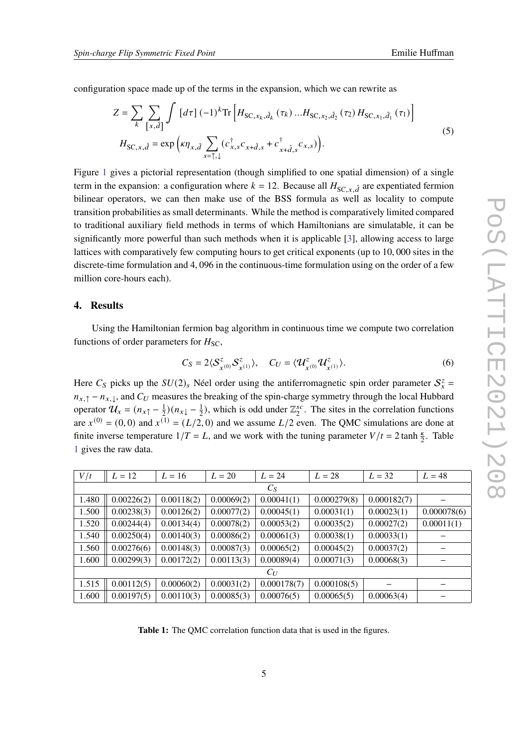configuration space made up of the terms in the expansion, which we can rewrite as

$$
\begin{aligned}
Z &= \sum_k \sum_{[x,\hat{d}]} \int [d\tau] \, (-1)^k \mathrm{Tr}\left[ H_{\mathrm{SC},x_k,\hat{d}_k}(\tau_k) \ldots H_{\mathrm{SC},x_2,\hat{d}_2}(\tau_2) \, H_{\mathrm{SC},x_1,\hat{d}_1}(\tau_1) \right] \\
H_{\mathrm{SC},x,\hat{d}} &= \exp\Big( \kappa \eta_{x,\hat{d}} \sum_{s=\uparrow,\downarrow} (c^\dagger_{x,s} c_{x+\hat{d},s} + c^\dagger_{x+\hat{d},s} c_{x,s}) \Big).
\end{aligned}
\tag{5}
$$

Figure 1 gives a pictorial representation (though simplified to one spatial dimension) of a single term in the expansion: a configuration where $k = 12$. Because all $H_{\mathrm{SC},x,\hat{d}}$ are expentiated fermion bilinear operators, we can then make use of the BSS formula as well as locality to compute transition probabilities as small determinants. While the method is comparatively limited compared to traditional auxiliary field methods in terms of which Hamiltonians are simulatable, it can be significantly more powerful than such methods when it is applicable [3], allowing access to large lattices with comparatively few computing hours to get critical exponents (up to 10,000 sites in the discrete-time formulation and 4,096 in the continuous-time formulation using on the order of a few million core-hours each).

## 4. Results

Using the Hamiltonian fermion bag algorithm in continuous time we compute two correlation functions of order parameters for $H_{\mathrm{SC}}$,

$$
C_S = 2\langle \mathcal{S}^z_{x^{(0)}} \mathcal{S}^z_{x^{(1)}} \rangle, \quad C_U = \langle \mathcal{U}^z_{x^{(0)}} \mathcal{U}^z_{x^{(1)}} \rangle.
\tag{6}
$$

Here $C_S$ picks up the $SU(2)_s$ Néel order using the antiferromagnetic spin order parameter $\mathcal{S}^z_x = n_{x,\uparrow} - n_{x,\downarrow}$, and $C_U$ measures the breaking of the spin-charge symmetry through the local Hubbard operator $\mathcal{U}_x = (n_{x\uparrow} - \frac{1}{2})(n_{x\downarrow} - \frac{1}{2})$, which is odd under $\mathbb{Z}_2^{sc}$. The sites in the correlation functions are $x^{(0)} = (0,0)$ and $x^{(1)} = (L/2, 0)$ and we assume $L/2$ even. The QMC simulations are done at finite inverse temperature $1/T = L$, and we work with the tuning parameter $V/t = 2\tanh\frac{\kappa}{2}$. Table 1 gives the raw data.

| $V/t$ | $L = 12$ | $L = 16$ | $L = 20$ | $L = 24$ | $L = 28$ | $L = 32$ | $L = 48$ |
|---|---|---|---|---|---|---|---|
| | | | | $C_S$ | | | |
| 1.480 | 0.00226(2) | 0.00118(2) | 0.00069(2) | 0.00041(1) | 0.000279(8) | 0.000182(7) | – |
| 1.500 | 0.00238(3) | 0.00126(2) | 0.00077(2) | 0.00045(1) | 0.00031(1) | 0.00023(1) | 0.000078(6) |
| 1.520 | 0.00244(4) | 0.00134(4) | 0.00078(2) | 0.00053(2) | 0.00035(2) | 0.00027(2) | 0.00011(1) |
| 1.540 | 0.00250(4) | 0.00140(3) | 0.00086(2) | 0.00061(3) | 0.00038(1) | 0.00033(1) | – |
| 1.560 | 0.00276(6) | 0.00148(3) | 0.00087(3) | 0.00065(2) | 0.00045(2) | 0.00037(2) | – |
| 1.600 | 0.00299(3) | 0.00172(2) | 0.00113(3) | 0.00089(4) | 0.00071(3) | 0.00068(3) | – |
| | | | | $C_U$ | | | |
| 1.515 | 0.00112(5) | 0.00060(2) | 0.00031(2) | 0.000178(7) | 0.000108(5) | – | – |
| 1.600 | 0.00197(5) | 0.00110(3) | 0.00085(3) | 0.00076(5) | 0.00065(5) | 0.00063(4) | – |

**Table 1:** The QMC correlation function data that is used in the figures.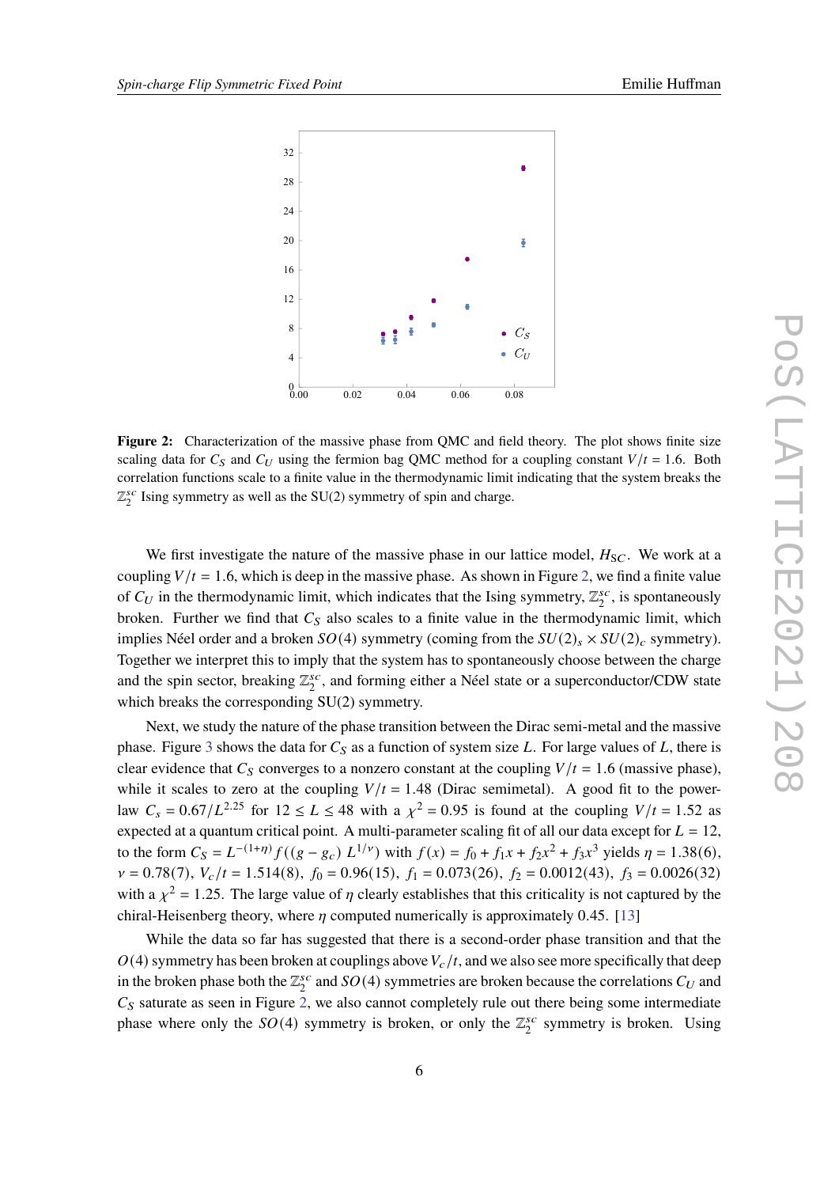**Figure 2:** Characterization of the massive phase from QMC and field theory. The plot shows finite size scaling data for $C_S$ and $C_U$ using the fermion bag QMC method for a coupling constant $V/t = 1.6$. Both correlation functions scale to a finite value in the thermodynamic limit indicating that the system breaks the $\mathbb{Z}_2^{sc}$ Ising symmetry as well as the SU(2) symmetry of spin and charge.

We first investigate the nature of the massive phase in our lattice model, $H_{SC}$. We work at a coupling $V/t = 1.6$, which is deep in the massive phase. As shown in Figure 2, we find a finite value of $C_U$ in the thermodynamic limit, which indicates that the Ising symmetry, $\mathbb{Z}_2^{sc}$, is spontaneously broken. Further we find that $C_S$ also scales to a finite value in the thermodynamic limit, which implies Néel order and a broken $SO(4)$ symmetry (coming from the $SU(2)_s \times SU(2)_c$ symmetry). Together we interpret this to imply that the system has to spontaneously choose between the charge and the spin sector, breaking $\mathbb{Z}_2^{sc}$, and forming either a Néel state or a superconductor/CDW state which breaks the corresponding SU(2) symmetry.

Next, we study the nature of the phase transition between the Dirac semi-metal and the massive phase. Figure 3 shows the data for $C_S$ as a function of system size $L$. For large values of $L$, there is clear evidence that $C_S$ converges to a nonzero constant at the coupling $V/t = 1.6$ (massive phase), while it scales to zero at the coupling $V/t = 1.48$ (Dirac semimetal). A good fit to the power-law $C_s = 0.67/L^{2.25}$ for $12 \leq L \leq 48$ with a $\chi^2 = 0.95$ is found at the coupling $V/t = 1.52$ as expected at a quantum critical point. A multi-parameter scaling fit of all our data except for $L = 12$, to the form $C_S = L^{-(1+\eta)} f((g - g_c)\, L^{1/\nu})$ with $f(x) = f_0 + f_1 x + f_2 x^2 + f_3 x^3$ yields $\eta = 1.38(6)$, $\nu = 0.78(7)$, $V_c/t = 1.514(8)$, $f_0 = 0.96(15)$, $f_1 = 0.073(26)$, $f_2 = 0.0012(43)$, $f_3 = 0.0026(32)$ with a $\chi^2 = 1.25$. The large value of $\eta$ clearly establishes that this criticality is not captured by the chiral-Heisenberg theory, where $\eta$ computed numerically is approximately 0.45. [13]

While the data so far has suggested that there is a second-order phase transition and that the $O(4)$ symmetry has been broken at couplings above $V_c/t$, and we also see more specifically that deep in the broken phase both the $\mathbb{Z}_2^{sc}$ and $SO(4)$ symmetries are broken because the correlations $C_U$ and $C_S$ saturate as seen in Figure 2, we also cannot completely rule out there being some intermediate phase where only the $SO(4)$ symmetry is broken, or only the $\mathbb{Z}_2^{sc}$ symmetry is broken. Using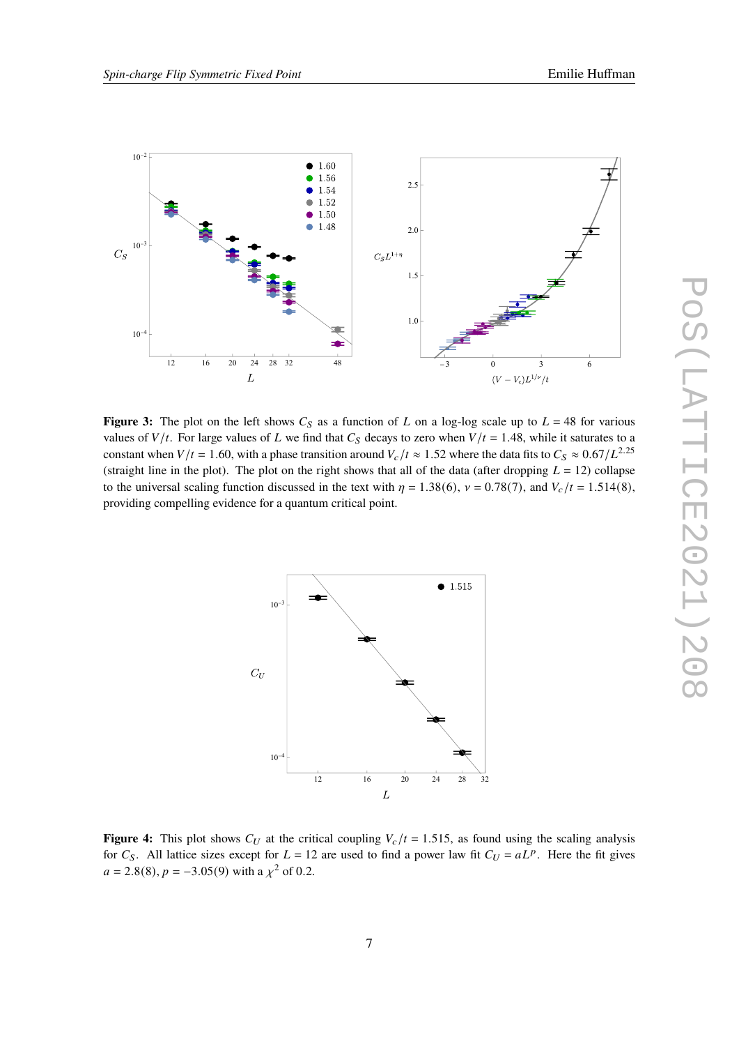**Figure 3:** The plot on the left shows $C_S$ as a function of $L$ on a log-log scale up to $L = 48$ for various values of $V/t$. For large values of $L$ we find that $C_S$ decays to zero when $V/t = 1.48$, while it saturates to a constant when $V/t = 1.60$, with a phase transition around $V_c/t \approx 1.52$ where the data fits to $C_S \approx 0.67/L^{2.25}$ (straight line in the plot). The plot on the right shows that all of the data (after dropping $L = 12$) collapse to the universal scaling function discussed in the text with $\eta = 1.38(6)$, $\nu = 0.78(7)$, and $V_c/t = 1.514(8)$, providing compelling evidence for a quantum critical point.

**Figure 4:** This plot shows $C_U$ at the critical coupling $V_c/t = 1.515$, as found using the scaling analysis for $C_S$. All lattice sizes except for $L = 12$ are used to find a power law fit $C_U = aL^p$. Here the fit gives $a = 2.8(8)$, $p = -3.05(9)$ with a $\chi^2$ of 0.2.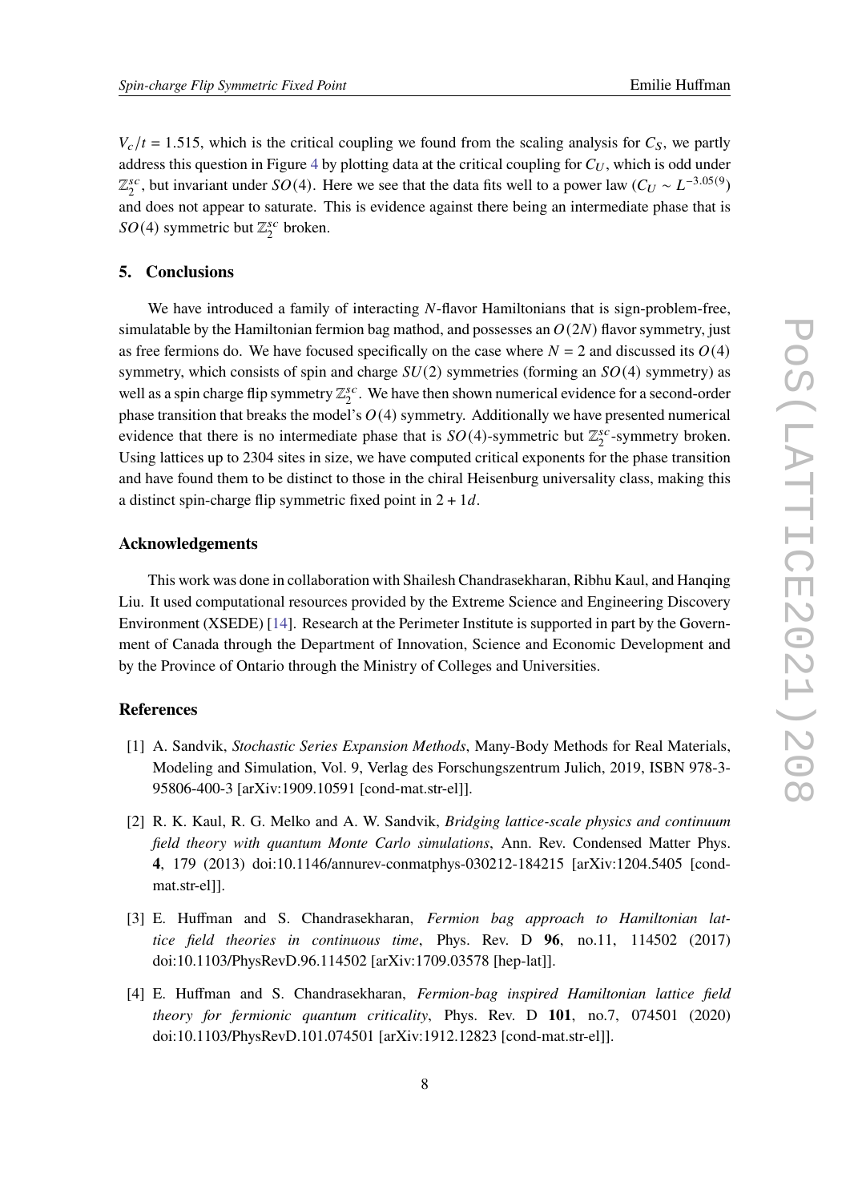$V_c/t = 1.515$, which is the critical coupling we found from the scaling analysis for $C_S$, we partly address this question in Figure 4 by plotting data at the critical coupling for $C_U$, which is odd under $\mathbb{Z}_2^{sc}$, but invariant under $SO(4)$. Here we see that the data fits well to a power law ($C_U \sim L^{-3.05(9)}$) and does not appear to saturate. This is evidence against there being an intermediate phase that is $SO(4)$ symmetric but $\mathbb{Z}_2^{sc}$ broken.

## 5. Conclusions

We have introduced a family of interacting $N$-flavor Hamiltonians that is sign-problem-free, simulatable by the Hamiltonian fermion bag mathod, and possesses an $O(2N)$ flavor symmetry, just as free fermions do. We have focused specifically on the case where $N = 2$ and discussed its $O(4)$ symmetry, which consists of spin and charge $SU(2)$ symmetries (forming an $SO(4)$ symmetry) as well as a spin charge flip symmetry $\mathbb{Z}_2^{sc}$. We have then shown numerical evidence for a second-order phase transition that breaks the model's $O(4)$ symmetry. Additionally we have presented numerical evidence that there is no intermediate phase that is $SO(4)$-symmetric but $\mathbb{Z}_2^{sc}$-symmetry broken. Using lattices up to 2304 sites in size, we have computed critical exponents for the phase transition and have found them to be distinct to those in the chiral Heisenburg universality class, making this a distinct spin-charge flip symmetric fixed point in $2 + 1d$.

## Acknowledgements

This work was done in collaboration with Shailesh Chandrasekharan, Ribhu Kaul, and Hanqing Liu. It used computational resources provided by the Extreme Science and Engineering Discovery Environment (XSEDE) [14]. Research at the Perimeter Institute is supported in part by the Government of Canada through the Department of Innovation, Science and Economic Development and by the Province of Ontario through the Ministry of Colleges and Universities.

## References

[1] A. Sandvik, *Stochastic Series Expansion Methods*, Many-Body Methods for Real Materials, Modeling and Simulation, Vol. 9, Verlag des Forschungszentrum Julich, 2019, ISBN 978-3-95806-400-3 [arXiv:1909.10591 [cond-mat.str-el]].

[2] R. K. Kaul, R. G. Melko and A. W. Sandvik, *Bridging lattice-scale physics and continuum field theory with quantum Monte Carlo simulations*, Ann. Rev. Condensed Matter Phys. **4**, 179 (2013) doi:10.1146/annurev-conmatphys-030212-184215 [arXiv:1204.5405 [cond-mat.str-el]].

[3] E. Huffman and S. Chandrasekharan, *Fermion bag approach to Hamiltonian lattice field theories in continuous time*, Phys. Rev. D **96**, no.11, 114502 (2017) doi:10.1103/PhysRevD.96.114502 [arXiv:1709.03578 [hep-lat]].

[4] E. Huffman and S. Chandrasekharan, *Fermion-bag inspired Hamiltonian lattice field theory for fermionic quantum criticality*, Phys. Rev. D **101**, no.7, 074501 (2020) doi:10.1103/PhysRevD.101.074501 [arXiv:1912.12823 [cond-mat.str-el]].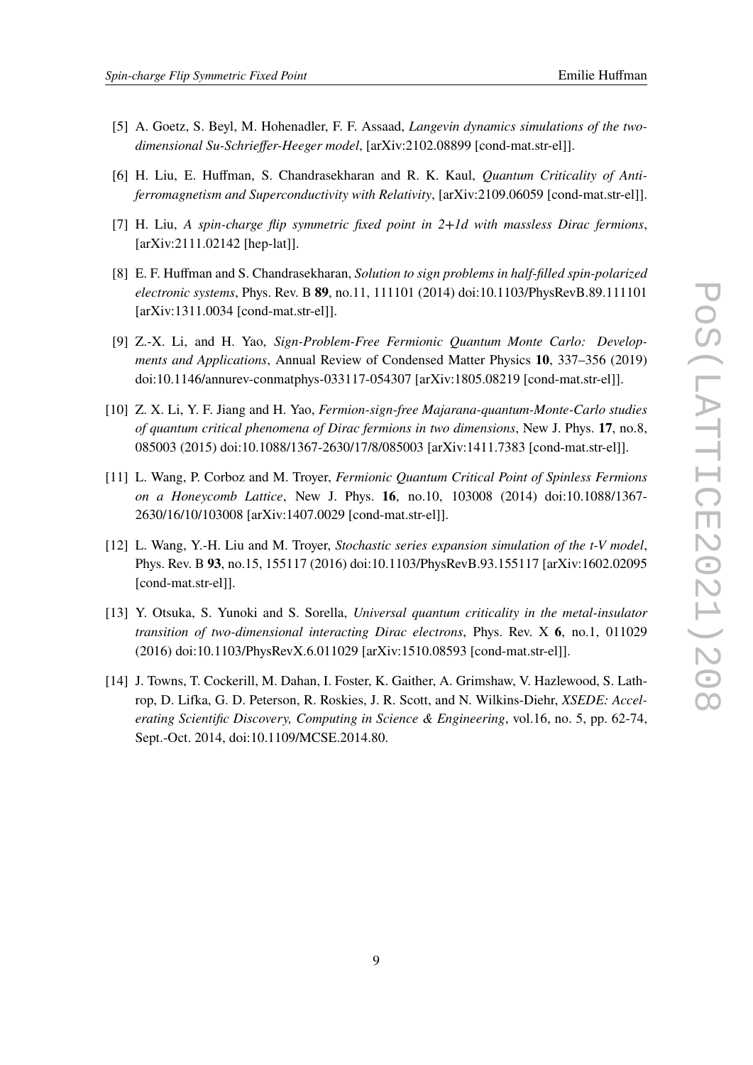[5] A. Goetz, S. Beyl, M. Hohenadler, F. F. Assaad, *Langevin dynamics simulations of the two-dimensional Su-Schrieffer-Heeger model*, [arXiv:2102.08899 [cond-mat.str-el]].

[6] H. Liu, E. Huffman, S. Chandrasekharan and R. K. Kaul, *Quantum Criticality of Antiferromagnetism and Superconductivity with Relativity*, [arXiv:2109.06059 [cond-mat.str-el]].

[7] H. Liu, *A spin-charge flip symmetric fixed point in 2+1d with massless Dirac fermions*, [arXiv:2111.02142 [hep-lat]].

[8] E. F. Huffman and S. Chandrasekharan, *Solution to sign problems in half-filled spin-polarized electronic systems*, Phys. Rev. B **89**, no.11, 111101 (2014) doi:10.1103/PhysRevB.89.111101 [arXiv:1311.0034 [cond-mat.str-el]].

[9] Z.-X. Li, and H. Yao, *Sign-Problem-Free Fermionic Quantum Monte Carlo: Developments and Applications*, Annual Review of Condensed Matter Physics **10**, 337–356 (2019) doi:10.1146/annurev-conmatphys-033117-054307 [arXiv:1805.08219 [cond-mat.str-el]].

[10] Z. X. Li, Y. F. Jiang and H. Yao, *Fermion-sign-free Majarana-quantum-Monte-Carlo studies of quantum critical phenomena of Dirac fermions in two dimensions*, New J. Phys. **17**, no.8, 085003 (2015) doi:10.1088/1367-2630/17/8/085003 [arXiv:1411.7383 [cond-mat.str-el]].

[11] L. Wang, P. Corboz and M. Troyer, *Fermionic Quantum Critical Point of Spinless Fermions on a Honeycomb Lattice*, New J. Phys. **16**, no.10, 103008 (2014) doi:10.1088/1367-2630/16/10/103008 [arXiv:1407.0029 [cond-mat.str-el]].

[12] L. Wang, Y.-H. Liu and M. Troyer, *Stochastic series expansion simulation of the t-V model*, Phys. Rev. B **93**, no.15, 155117 (2016) doi:10.1103/PhysRevB.93.155117 [arXiv:1602.02095 [cond-mat.str-el]].

[13] Y. Otsuka, S. Yunoki and S. Sorella, *Universal quantum criticality in the metal-insulator transition of two-dimensional interacting Dirac electrons*, Phys. Rev. X **6**, no.1, 011029 (2016) doi:10.1103/PhysRevX.6.011029 [arXiv:1510.08593 [cond-mat.str-el]].

[14] J. Towns, T. Cockerill, M. Dahan, I. Foster, K. Gaither, A. Grimshaw, V. Hazlewood, S. Lathrop, D. Lifka, G. D. Peterson, R. Roskies, J. R. Scott, and N. Wilkins-Diehr, *XSEDE: Accelerating Scientific Discovery, Computing in Science & Engineering*, vol.16, no. 5, pp. 62-74, Sept.-Oct. 2014, doi:10.1109/MCSE.2014.80.